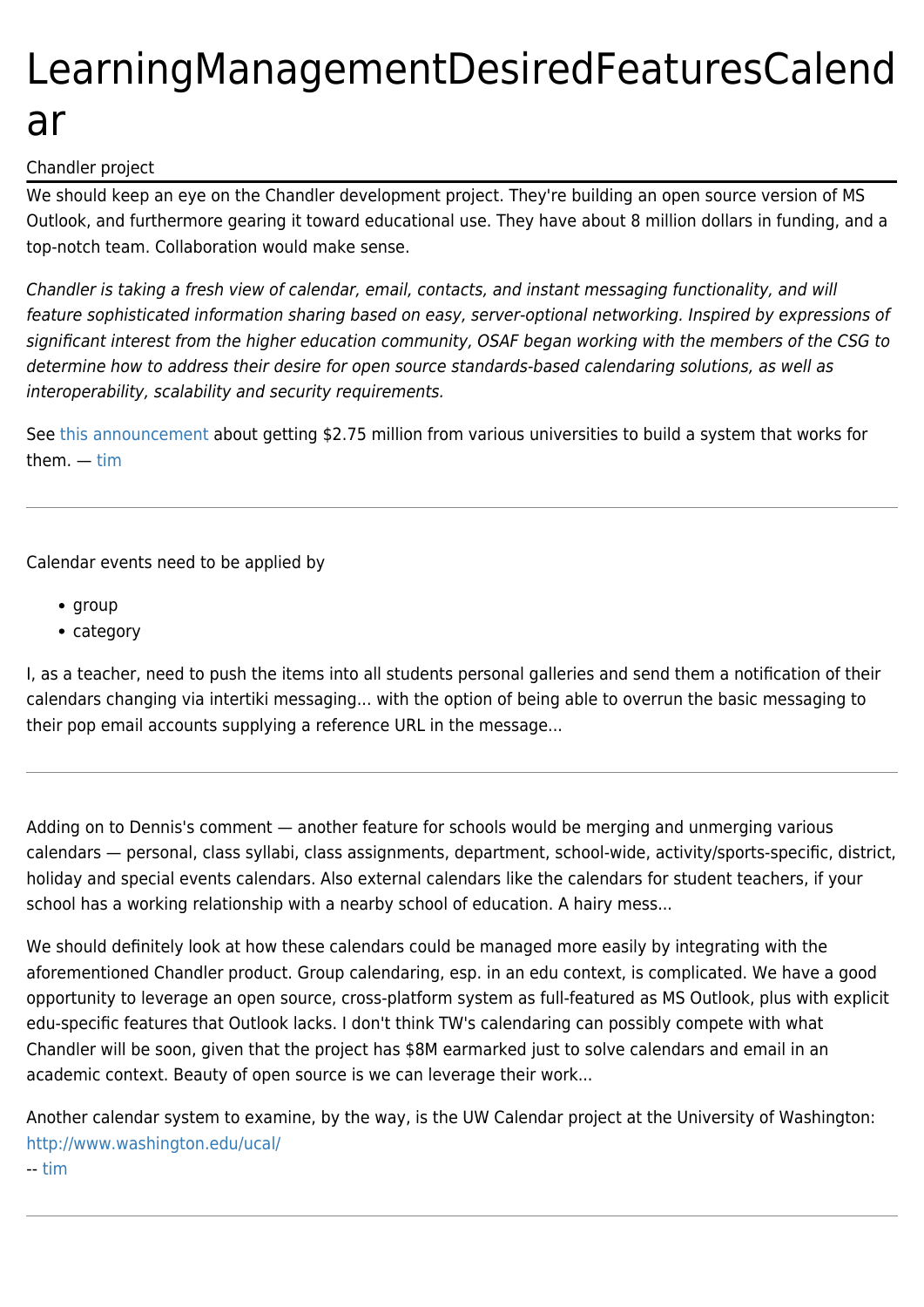# LearningManagementDesiredFeaturesCalendar

## Chandler project

We should keep an eye on the Chandler development project. They're building an open source version of MS Outlook, and furthermore gearing it toward educational use. They have about 8 million dollars in funding, and a top-notch team. Collaboration would make sense.

*Chandler is taking a fresh view of calendar, email, contacts, and instant messaging functionality, and will feature sophisticated information sharing based on easy, server-optional networking. Inspired by expressions of significant interest from the higher education community, OSAF began working with the members of the CSG to determine how to address their desire for open source standards-based calendaring solutions, as well as interoperability, scalability and security requirements.*

See this announcement about getting $2.75 million from various universities to build a system that works for them. — tim

---

Calendar events need to be applied by

- group
- category

I, as a teacher, need to push the items into all students personal galleries and send them a notification of their calendars changing via intertiki messaging... with the option of being able to overrun the basic messaging to their pop email accounts supplying a reference URL in the message...

---

Adding on to Dennis's comment — another feature for schools would be merging and unmerging various calendars — personal, class syllabi, class assignments, department, school-wide, activity/sports-specific, district, holiday and special events calendars. Also external calendars like the calendars for student teachers, if your school has a working relationship with a nearby school of education. A hairy mess...

We should definitely look at how these calendars could be managed more easily by integrating with the aforementioned Chandler product. Group calendaring, esp. in an edu context, is complicated. We have a good opportunity to leverage an open source, cross-platform system as full-featured as MS Outlook, plus with explicit edu-specific features that Outlook lacks. I don't think TW's calendaring can possibly compete with what Chandler will be soon, given that the project has $8M earmarked just to solve calendars and email in an academic context. Beauty of open source is we can leverage their work...

Another calendar system to examine, by the way, is the UW Calendar project at the University of Washington: http://www.washington.edu/ucal/
-- tim

---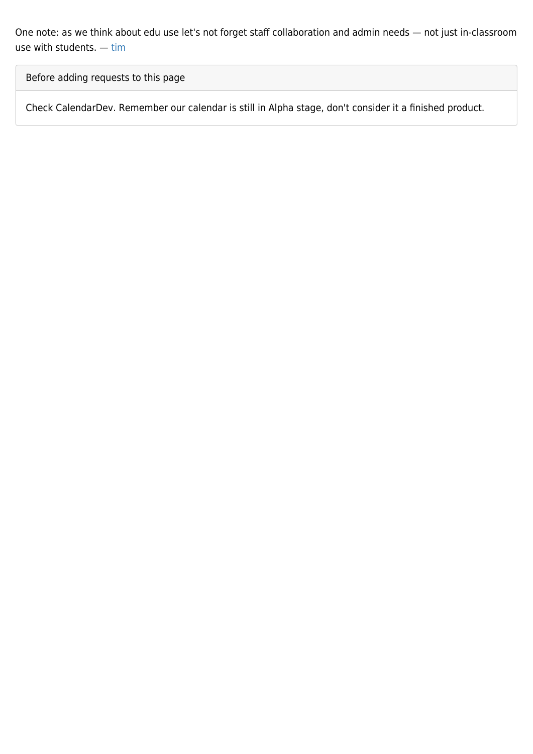One note: as we think about edu use let's not forget staff collaboration and admin needs — not just in-classroom use with students. — tim

| Before adding requests to this page |
| --- |
| Check CalendarDev. Remember our calendar is still in Alpha stage, don't consider it a finished product. |